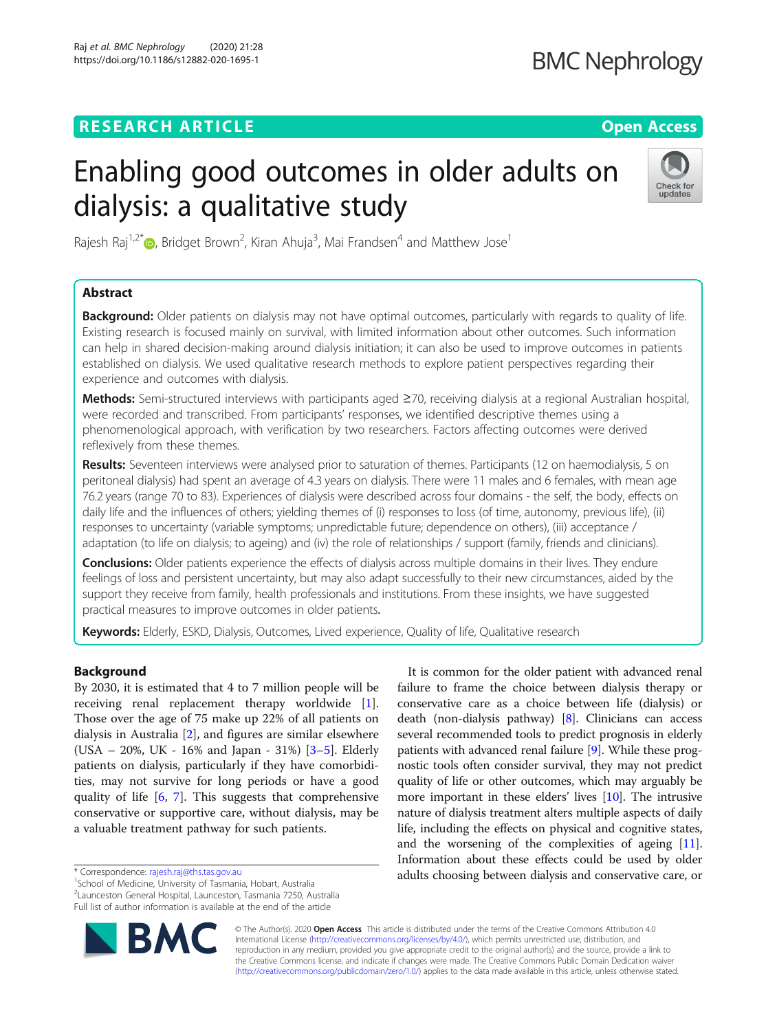RESEARCH ARTICLE

Open Access

# Enabling good outcomes in older adults on dialysis: a qualitative study

Rajesh Raj[1,2*], Bridget Brown[2], Kiran Ahuja[3], Mai Frandsen[4] and Matthew Jose[1]

## Abstract

**Background:** Older patients on dialysis may not have optimal outcomes, particularly with regards to quality of life. Existing research is focused mainly on survival, with limited information about other outcomes. Such information can help in shared decision-making around dialysis initiation; it can also be used to improve outcomes in patients established on dialysis. We used qualitative research methods to explore patient perspectives regarding their experience and outcomes with dialysis.

**Methods:** Semi-structured interviews with participants aged ≥70, receiving dialysis at a regional Australian hospital, were recorded and transcribed. From participants' responses, we identified descriptive themes using a phenomenological approach, with verification by two researchers. Factors affecting outcomes were derived reflexively from these themes.

**Results:** Seventeen interviews were analysed prior to saturation of themes. Participants (12 on haemodialysis, 5 on peritoneal dialysis) had spent an average of 4.3 years on dialysis. There were 11 males and 6 females, with mean age 76.2 years (range 70 to 83). Experiences of dialysis were described across four domains - the self, the body, effects on daily life and the influences of others; yielding themes of (i) responses to loss (of time, autonomy, previous life), (ii) responses to uncertainty (variable symptoms; unpredictable future; dependence on others), (iii) acceptance / adaptation (to life on dialysis; to ageing) and (iv) the role of relationships / support (family, friends and clinicians).

**Conclusions:** Older patients experience the effects of dialysis across multiple domains in their lives. They endure feelings of loss and persistent uncertainty, but may also adapt successfully to their new circumstances, aided by the support they receive from family, health professionals and institutions. From these insights, we have suggested practical measures to improve outcomes in older patients.

**Keywords:** Elderly, ESKD, Dialysis, Outcomes, Lived experience, Quality of life, Qualitative research

## Background

By 2030, it is estimated that 4 to 7 million people will be receiving renal replacement therapy worldwide [1]. Those over the age of 75 make up 22% of all patients on dialysis in Australia [2], and figures are similar elsewhere (USA – 20%, UK - 16% and Japan - 31%) [3–5]. Elderly patients on dialysis, particularly if they have comorbidities, may not survive for long periods or have a good quality of life [6, 7]. This suggests that comprehensive conservative or supportive care, without dialysis, may be a valuable treatment pathway for such patients.

It is common for the older patient with advanced renal failure to frame the choice between dialysis therapy or conservative care as a choice between life (dialysis) or death (non-dialysis pathway) [8]. Clinicians can access several recommended tools to predict prognosis in elderly patients with advanced renal failure [9]. While these prognostic tools often consider survival, they may not predict quality of life or other outcomes, which may arguably be more important in these elders' lives [10]. The intrusive nature of dialysis treatment alters multiple aspects of daily life, including the effects on physical and cognitive states, and the worsening of the complexities of ageing [11]. Information about these effects could be used by older adults choosing between dialysis and conservative care, or

\* Correspondence: rajesh.raj@ths.tas.gov.au
[1]School of Medicine, University of Tasmania, Hobart, Australia
[2]Launceston General Hospital, Launceston, Tasmania 7250, Australia
Full list of author information is available at the end of the article

© The Author(s). 2020 **Open Access** This article is distributed under the terms of the Creative Commons Attribution 4.0 International License (http://creativecommons.org/licenses/by/4.0/), which permits unrestricted use, distribution, and reproduction in any medium, provided you give appropriate credit to the original author(s) and the source, provide a link to the Creative Commons license, and indicate if changes were made. The Creative Commons Public Domain Dedication waiver (http://creativecommons.org/publicdomain/zero/1.0/) applies to the data made available in this article, unless otherwise stated.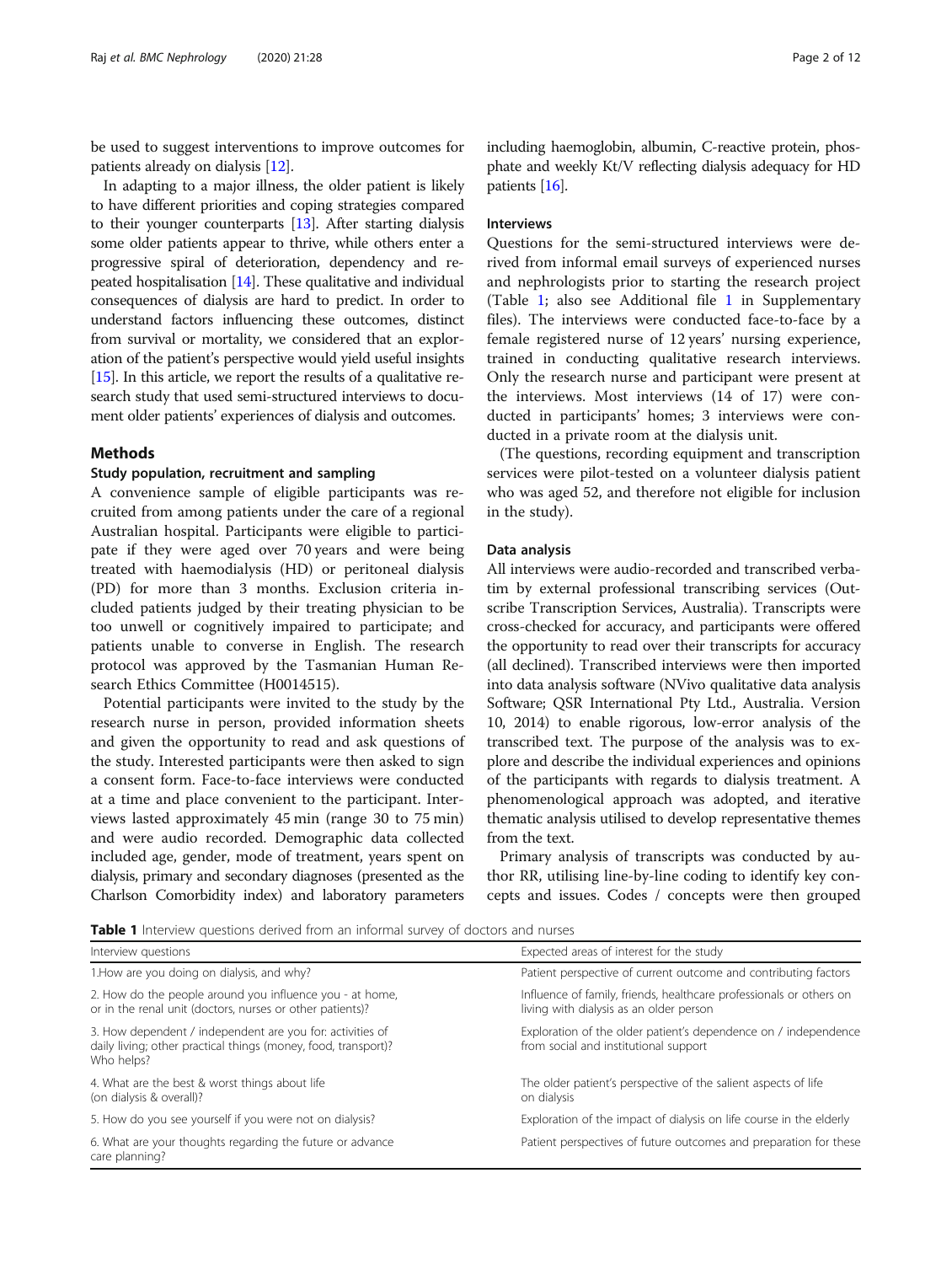be used to suggest interventions to improve outcomes for patients already on dialysis [12].

In adapting to a major illness, the older patient is likely to have different priorities and coping strategies compared to their younger counterparts [13]. After starting dialysis some older patients appear to thrive, while others enter a progressive spiral of deterioration, dependency and repeated hospitalisation [14]. These qualitative and individual consequences of dialysis are hard to predict. In order to understand factors influencing these outcomes, distinct from survival or mortality, we considered that an exploration of the patient's perspective would yield useful insights [15]. In this article, we report the results of a qualitative research study that used semi-structured interviews to document older patients' experiences of dialysis and outcomes.

## Methods

### Study population, recruitment and sampling

A convenience sample of eligible participants was recruited from among patients under the care of a regional Australian hospital. Participants were eligible to participate if they were aged over 70 years and were being treated with haemodialysis (HD) or peritoneal dialysis (PD) for more than 3 months. Exclusion criteria included patients judged by their treating physician to be too unwell or cognitively impaired to participate; and patients unable to converse in English. The research protocol was approved by the Tasmanian Human Research Ethics Committee (H0014515).

Potential participants were invited to the study by the research nurse in person, provided information sheets and given the opportunity to read and ask questions of the study. Interested participants were then asked to sign a consent form. Face-to-face interviews were conducted at a time and place convenient to the participant. Interviews lasted approximately 45 min (range 30 to 75 min) and were audio recorded. Demographic data collected included age, gender, mode of treatment, years spent on dialysis, primary and secondary diagnoses (presented as the Charlson Comorbidity index) and laboratory parameters including haemoglobin, albumin, C-reactive protein, phosphate and weekly Kt/V reflecting dialysis adequacy for HD patients [16].

### Interviews

Questions for the semi-structured interviews were derived from informal email surveys of experienced nurses and nephrologists prior to starting the research project (Table 1; also see Additional file 1 in Supplementary files). The interviews were conducted face-to-face by a female registered nurse of 12 years' nursing experience, trained in conducting qualitative research interviews. Only the research nurse and participant were present at the interviews. Most interviews (14 of 17) were conducted in participants' homes; 3 interviews were conducted in a private room at the dialysis unit.

(The questions, recording equipment and transcription services were pilot-tested on a volunteer dialysis patient who was aged 52, and therefore not eligible for inclusion in the study).

### Data analysis

All interviews were audio-recorded and transcribed verbatim by external professional transcribing services (Outscribe Transcription Services, Australia). Transcripts were cross-checked for accuracy, and participants were offered the opportunity to read over their transcripts for accuracy (all declined). Transcribed interviews were then imported into data analysis software (NVivo qualitative data analysis Software; QSR International Pty Ltd., Australia. Version 10, 2014) to enable rigorous, low-error analysis of the transcribed text. The purpose of the analysis was to explore and describe the individual experiences and opinions of the participants with regards to dialysis treatment. A phenomenological approach was adopted, and iterative thematic analysis utilised to develop representative themes from the text.

Primary analysis of transcripts was conducted by author RR, utilising line-by-line coding to identify key concepts and issues. Codes / concepts were then grouped

**Table 1** Interview questions derived from an informal survey of doctors and nurses

| Interview questions | Expected areas of interest for the study |
|---|---|
| 1.How are you doing on dialysis, and why? | Patient perspective of current outcome and contributing factors |
| 2. How do the people around you influence you - at home, or in the renal unit (doctors, nurses or other patients)? | Influence of family, friends, healthcare professionals or others on living with dialysis as an older person |
| 3. How dependent / independent are you for: activities of daily living; other practical things (money, food, transport)? Who helps? | Exploration of the older patient's dependence on / independence from social and institutional support |
| 4. What are the best & worst things about life (on dialysis & overall)? | The older patient's perspective of the salient aspects of life on dialysis |
| 5. How do you see yourself if you were not on dialysis? | Exploration of the impact of dialysis on life course in the elderly |
| 6. What are your thoughts regarding the future or advance care planning? | Patient perspectives of future outcomes and preparation for these |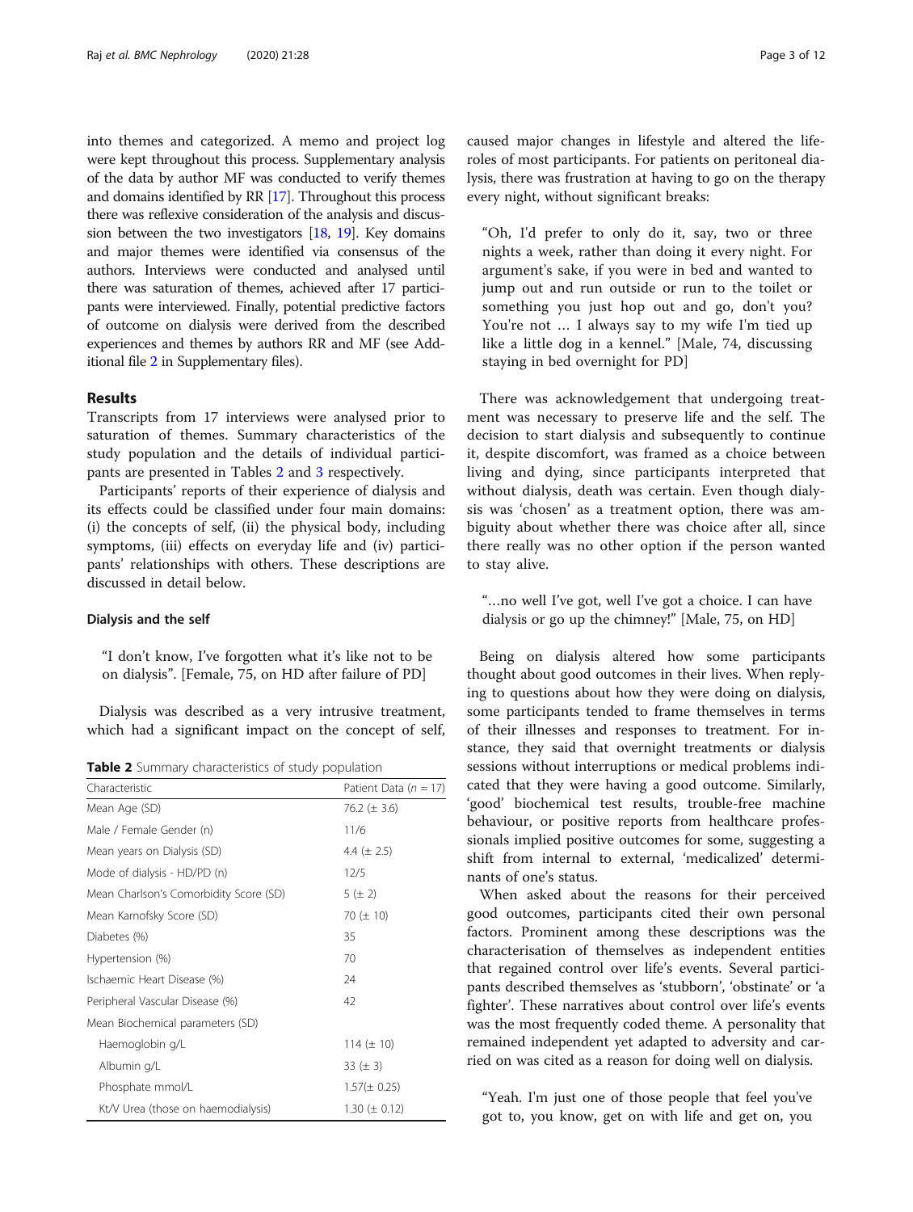into themes and categorized. A memo and project log were kept throughout this process. Supplementary analysis of the data by author MF was conducted to verify themes and domains identified by RR [17]. Throughout this process there was reflexive consideration of the analysis and discussion between the two investigators [18, 19]. Key domains and major themes were identified via consensus of the authors. Interviews were conducted and analysed until there was saturation of themes, achieved after 17 participants were interviewed. Finally, potential predictive factors of outcome on dialysis were derived from the described experiences and themes by authors RR and MF (see Additional file 2 in Supplementary files).

## Results

Transcripts from 17 interviews were analysed prior to saturation of themes. Summary characteristics of the study population and the details of individual participants are presented in Tables 2 and 3 respectively.

Participants' reports of their experience of dialysis and its effects could be classified under four main domains: (i) the concepts of self, (ii) the physical body, including symptoms, (iii) effects on everyday life and (iv) participants' relationships with others. These descriptions are discussed in detail below.

### Dialysis and the self

> "I don't know, I've forgotten what it's like not to be on dialysis". [Female, 75, on HD after failure of PD]

Dialysis was described as a very intrusive treatment, which had a significant impact on the concept of self, caused major changes in lifestyle and altered the life-roles of most participants. For patients on peritoneal dialysis, there was frustration at having to go on the therapy every night, without significant breaks:

> "Oh, I'd prefer to only do it, say, two or three nights a week, rather than doing it every night. For argument's sake, if you were in bed and wanted to jump out and run outside or run to the toilet or something you just hop out and go, don't you? You're not … I always say to my wife I'm tied up like a little dog in a kennel." [Male, 74, discussing staying in bed overnight for PD]

There was acknowledgement that undergoing treatment was necessary to preserve life and the self. The decision to start dialysis and subsequently to continue it, despite discomfort, was framed as a choice between living and dying, since participants interpreted that without dialysis, death was certain. Even though dialysis was 'chosen' as a treatment option, there was ambiguity about whether there was choice after all, since there really was no other option if the person wanted to stay alive.

> "…no well I've got, well I've got a choice. I can have dialysis or go up the chimney!" [Male, 75, on HD]

Being on dialysis altered how some participants thought about good outcomes in their lives. When replying to questions about how they were doing on dialysis, some participants tended to frame themselves in terms of their illnesses and responses to treatment. For instance, they said that overnight treatments or dialysis sessions without interruptions or medical problems indicated that they were having a good outcome. Similarly, 'good' biochemical test results, trouble-free machine behaviour, or positive reports from healthcare professionals implied positive outcomes for some, suggesting a shift from internal to external, 'medicalized' determinants of one's status.

When asked about the reasons for their perceived good outcomes, participants cited their own personal factors. Prominent among these descriptions was the characterisation of themselves as independent entities that regained control over life's events. Several participants described themselves as 'stubborn', 'obstinate' or 'a fighter'. These narratives about control over life's events was the most frequently coded theme. A personality that remained independent yet adapted to adversity and carried on was cited as a reason for doing well on dialysis.

> "Yeah. I'm just one of those people that feel you've got to, you know, get on with life and get on, you

**Table 2** Summary characteristics of study population

| Characteristic | Patient Data ($n$ = 17) |
|---|---|
| Mean Age (SD) | 76.2 (± 3.6) |
| Male / Female Gender (n) | 11/6 |
| Mean years on Dialysis (SD) | 4.4 (± 2.5) |
| Mode of dialysis - HD/PD (n) | 12/5 |
| Mean Charlson's Comorbidity Score (SD) | 5 (± 2) |
| Mean Karnofsky Score (SD) | 70 (± 10) |
| Diabetes (%) | 35 |
| Hypertension (%) | 70 |
| Ischaemic Heart Disease (%) | 24 |
| Peripheral Vascular Disease (%) | 42 |
| Mean Biochemical parameters (SD) | |
| Haemoglobin g/L | 114 (± 10) |
| Albumin g/L | 33 (± 3) |
| Phosphate mmol/L | 1.57(± 0.25) |
| Kt/V Urea (those on haemodialysis) | 1.30 (± 0.12) |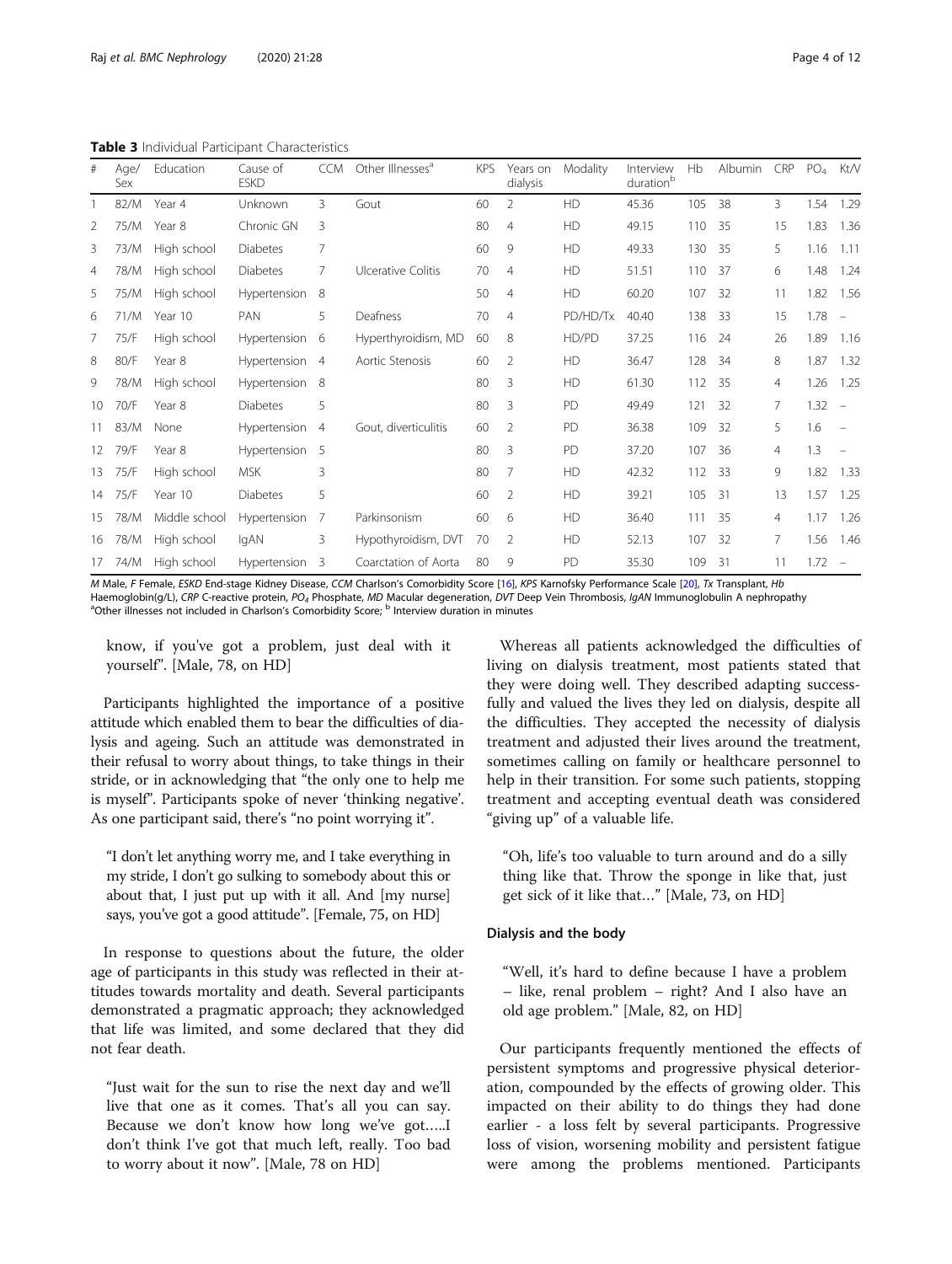**Table 3** Individual Participant Characteristics

| # | Age/Sex | Education | Cause of ESKD | CCM | Other Illnesses[a] | KPS | Years on dialysis | Modality | Interview duration[b] | Hb | Albumin | CRP | $PO_4$ | Kt/V |
|---|---|---|---|---|---|---|---|---|---|---|---|---|---|---|
| 1 | 82/M | Year 4 | Unknown | 3 | Gout | 60 | 2 | HD | 45.36 | 105 | 38 | 3 | 1.54 | 1.29 |
| 2 | 75/M | Year 8 | Chronic GN | 3 | | 80 | 4 | HD | 49.15 | 110 | 35 | 15 | 1.83 | 1.36 |
| 3 | 73/M | High school | Diabetes | 7 | | 60 | 9 | HD | 49.33 | 130 | 35 | 5 | 1.16 | 1.11 |
| 4 | 78/M | High school | Diabetes | 7 | Ulcerative Colitis | 70 | 4 | HD | 51.51 | 110 | 37 | 6 | 1.48 | 1.24 |
| 5 | 75/M | High school | Hypertension | 8 | | 50 | 4 | HD | 60.20 | 107 | 32 | 11 | 1.82 | 1.56 |
| 6 | 71/M | Year 10 | PAN | 5 | Deafness | 70 | 4 | PD/HD/Tx | 40.40 | 138 | 33 | 15 | 1.78 | – |
| 7 | 75/F | High school | Hypertension | 6 | Hyperthyroidism, MD | 60 | 8 | HD/PD | 37.25 | 116 | 24 | 26 | 1.89 | 1.16 |
| 8 | 80/F | Year 8 | Hypertension | 4 | Aortic Stenosis | 60 | 2 | HD | 36.47 | 128 | 34 | 8 | 1.87 | 1.32 |
| 9 | 78/M | High school | Hypertension | 8 | | 80 | 3 | HD | 61.30 | 112 | 35 | 4 | 1.26 | 1.25 |
| 10 | 70/F | Year 8 | Diabetes | 5 | | 80 | 3 | PD | 49.49 | 121 | 32 | 7 | 1.32 | – |
| 11 | 83/M | None | Hypertension | 4 | Gout, diverticulitis | 60 | 2 | PD | 36.38 | 109 | 32 | 5 | 1.6 | – |
| 12 | 79/F | Year 8 | Hypertension | 5 | | 80 | 3 | PD | 37.20 | 107 | 36 | 4 | 1.3 | – |
| 13 | 75/F | High school | MSK | 3 | | 80 | 7 | HD | 42.32 | 112 | 33 | 9 | 1.82 | 1.33 |
| 14 | 75/F | Year 10 | Diabetes | 5 | | 60 | 2 | HD | 39.21 | 105 | 31 | 13 | 1.57 | 1.25 |
| 15 | 78/M | Middle school | Hypertension | 7 | Parkinsonism | 60 | 6 | HD | 36.40 | 111 | 35 | 4 | 1.17 | 1.26 |
| 16 | 78/M | High school | IgAN | 3 | Hypothyroidism, DVT | 70 | 2 | HD | 52.13 | 107 | 32 | 7 | 1.56 | 1.46 |
| 17 | 74/M | High school | Hypertension | 3 | Coarctation of Aorta | 80 | 9 | PD | 35.30 | 109 | 31 | 11 | 1.72 | – |

*M* Male, *F* Female, *ESKD* End-stage Kidney Disease, *CCM* Charlson's Comorbidity Score [16], *KPS* Karnofsky Performance Scale [20], *Tx* Transplant, *Hb* Haemoglobin(g/L), *CRP* C-reactive protein, $PO_4$ Phosphate, *MD* Macular degeneration, *DVT* Deep Vein Thrombosis, *IgAN* Immunoglobulin A nephropathy
[a]Other illnesses not included in Charlson's Comorbidity Score; [b] Interview duration in minutes

know, if you've got a problem, just deal with it yourself". [Male, 78, on HD]

Participants highlighted the importance of a positive attitude which enabled them to bear the difficulties of dialysis and ageing. Such an attitude was demonstrated in their refusal to worry about things, to take things in their stride, or in acknowledging that "the only one to help me is myself". Participants spoke of never 'thinking negative'. As one participant said, there's "no point worrying it".

> "I don't let anything worry me, and I take everything in my stride, I don't go sulking to somebody about this or about that, I just put up with it all. And [my nurse] says, you've got a good attitude". [Female, 75, on HD]

In response to questions about the future, the older age of participants in this study was reflected in their attitudes towards mortality and death. Several participants demonstrated a pragmatic approach; they acknowledged that life was limited, and some declared that they did not fear death.

> "Just wait for the sun to rise the next day and we'll live that one as it comes. That's all you can say. Because we don't know how long we've got…..I don't think I've got that much left, really. Too bad to worry about it now". [Male, 78 on HD]

Whereas all patients acknowledged the difficulties of living on dialysis treatment, most patients stated that they were doing well. They described adapting successfully and valued the lives they led on dialysis, despite all the difficulties. They accepted the necessity of dialysis treatment and adjusted their lives around the treatment, sometimes calling on family or healthcare personnel to help in their transition. For some such patients, stopping treatment and accepting eventual death was considered "giving up" of a valuable life.

> "Oh, life's too valuable to turn around and do a silly thing like that. Throw the sponge in like that, just get sick of it like that…" [Male, 73, on HD]

### Dialysis and the body

> "Well, it's hard to define because I have a problem – like, renal problem – right? And I also have an old age problem." [Male, 82, on HD]

Our participants frequently mentioned the effects of persistent symptoms and progressive physical deterioration, compounded by the effects of growing older. This impacted on their ability to do things they had done earlier - a loss felt by several participants. Progressive loss of vision, worsening mobility and persistent fatigue were among the problems mentioned. Participants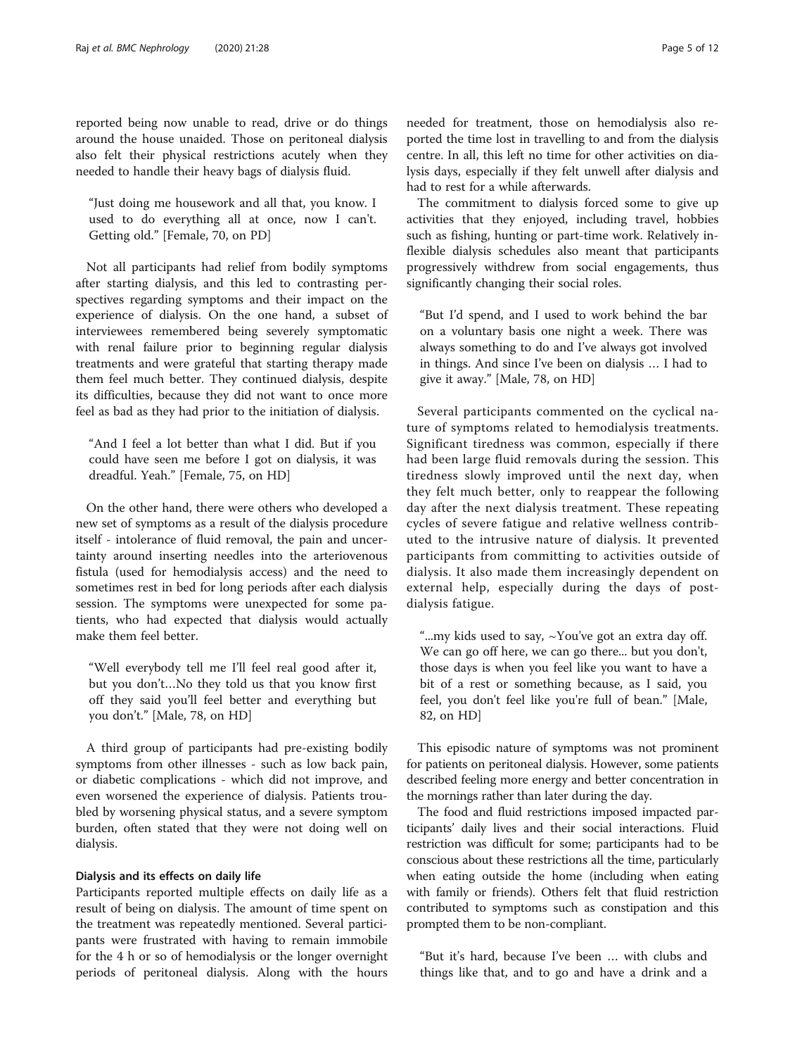reported being now unable to read, drive or do things around the house unaided. Those on peritoneal dialysis also felt their physical restrictions acutely when they needed to handle their heavy bags of dialysis fluid.

> "Just doing me housework and all that, you know. I used to do everything all at once, now I can't. Getting old." [Female, 70, on PD]

Not all participants had relief from bodily symptoms after starting dialysis, and this led to contrasting perspectives regarding symptoms and their impact on the experience of dialysis. On the one hand, a subset of interviewees remembered being severely symptomatic with renal failure prior to beginning regular dialysis treatments and were grateful that starting therapy made them feel much better. They continued dialysis, despite its difficulties, because they did not want to once more feel as bad as they had prior to the initiation of dialysis.

> "And I feel a lot better than what I did. But if you could have seen me before I got on dialysis, it was dreadful. Yeah." [Female, 75, on HD]

On the other hand, there were others who developed a new set of symptoms as a result of the dialysis procedure itself - intolerance of fluid removal, the pain and uncertainty around inserting needles into the arteriovenous fistula (used for hemodialysis access) and the need to sometimes rest in bed for long periods after each dialysis session. The symptoms were unexpected for some patients, who had expected that dialysis would actually make them feel better.

> "Well everybody tell me I'll feel real good after it, but you don't…No they told us that you know first off they said you'll feel better and everything but you don't." [Male, 78, on HD]

A third group of participants had pre-existing bodily symptoms from other illnesses - such as low back pain, or diabetic complications - which did not improve, and even worsened the experience of dialysis. Patients troubled by worsening physical status, and a severe symptom burden, often stated that they were not doing well on dialysis.

#### Dialysis and its effects on daily life

Participants reported multiple effects on daily life as a result of being on dialysis. The amount of time spent on the treatment was repeatedly mentioned. Several participants were frustrated with having to remain immobile for the 4 h or so of hemodialysis or the longer overnight periods of peritoneal dialysis. Along with the hours needed for treatment, those on hemodialysis also reported the time lost in travelling to and from the dialysis centre. In all, this left no time for other activities on dialysis days, especially if they felt unwell after dialysis and had to rest for a while afterwards.

The commitment to dialysis forced some to give up activities that they enjoyed, including travel, hobbies such as fishing, hunting or part-time work. Relatively inflexible dialysis schedules also meant that participants progressively withdrew from social engagements, thus significantly changing their social roles.

> "But I'd spend, and I used to work behind the bar on a voluntary basis one night a week. There was always something to do and I've always got involved in things. And since I've been on dialysis … I had to give it away." [Male, 78, on HD]

Several participants commented on the cyclical nature of symptoms related to hemodialysis treatments. Significant tiredness was common, especially if there had been large fluid removals during the session. This tiredness slowly improved until the next day, when they felt much better, only to reappear the following day after the next dialysis treatment. These repeating cycles of severe fatigue and relative wellness contributed to the intrusive nature of dialysis. It prevented participants from committing to activities outside of dialysis. It also made them increasingly dependent on external help, especially during the days of post-dialysis fatigue.

> "...my kids used to say, ~You've got an extra day off. We can go off here, we can go there... but you don't, those days is when you feel like you want to have a bit of a rest or something because, as I said, you feel, you don't feel like you're full of bean." [Male, 82, on HD]

This episodic nature of symptoms was not prominent for patients on peritoneal dialysis. However, some patients described feeling more energy and better concentration in the mornings rather than later during the day.

The food and fluid restrictions imposed impacted participants' daily lives and their social interactions. Fluid restriction was difficult for some; participants had to be conscious about these restrictions all the time, particularly when eating outside the home (including when eating with family or friends). Others felt that fluid restriction contributed to symptoms such as constipation and this prompted them to be non-compliant.

> "But it's hard, because I've been … with clubs and things like that, and to go and have a drink and a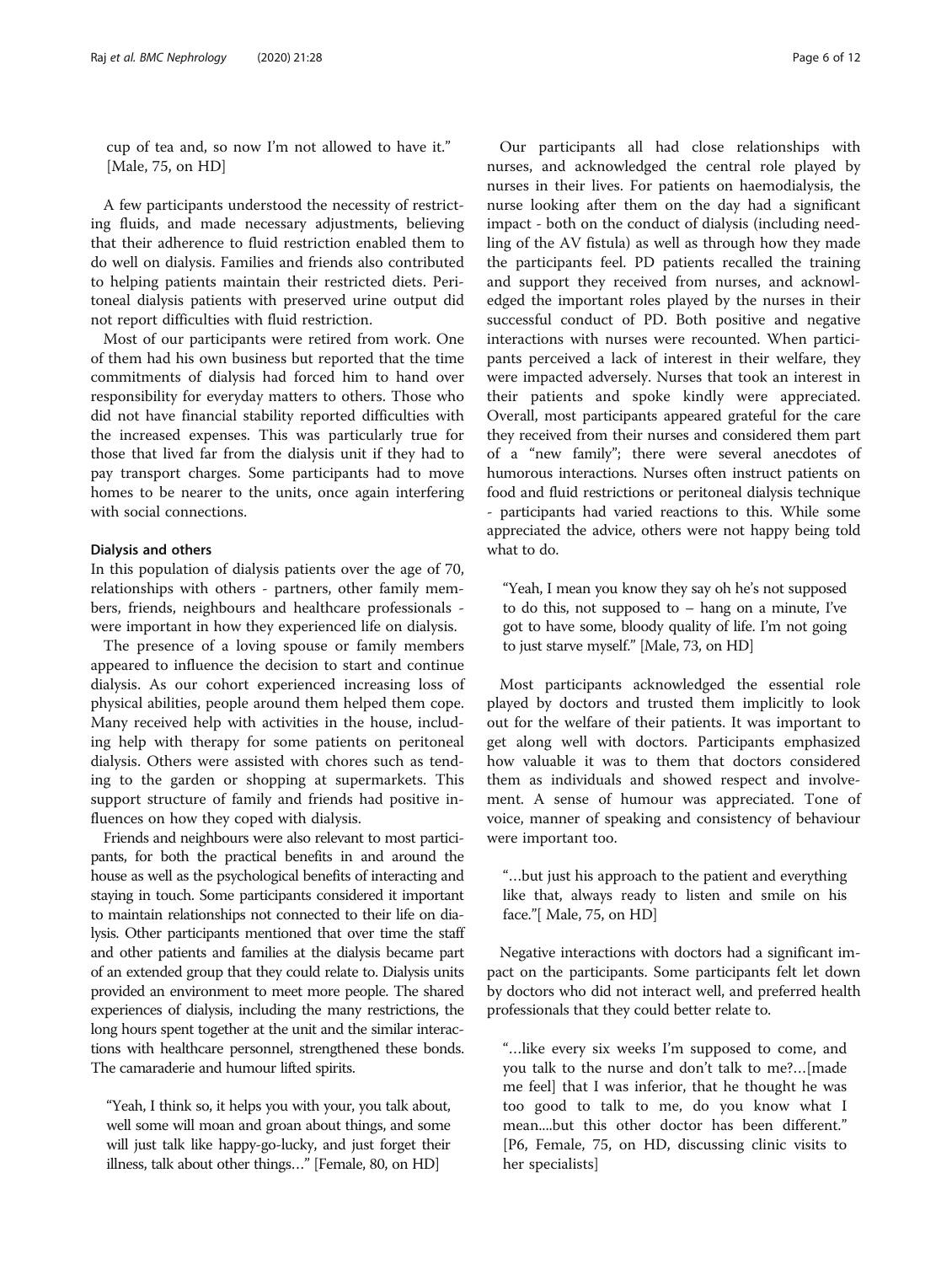cup of tea and, so now I'm not allowed to have it." [Male, 75, on HD]

A few participants understood the necessity of restricting fluids, and made necessary adjustments, believing that their adherence to fluid restriction enabled them to do well on dialysis. Families and friends also contributed to helping patients maintain their restricted diets. Peritoneal dialysis patients with preserved urine output did not report difficulties with fluid restriction.

Most of our participants were retired from work. One of them had his own business but reported that the time commitments of dialysis had forced him to hand over responsibility for everyday matters to others. Those who did not have financial stability reported difficulties with the increased expenses. This was particularly true for those that lived far from the dialysis unit if they had to pay transport charges. Some participants had to move homes to be nearer to the units, once again interfering with social connections.

#### Dialysis and others

In this population of dialysis patients over the age of 70, relationships with others - partners, other family members, friends, neighbours and healthcare professionals - were important in how they experienced life on dialysis.

The presence of a loving spouse or family members appeared to influence the decision to start and continue dialysis. As our cohort experienced increasing loss of physical abilities, people around them helped them cope. Many received help with activities in the house, including help with therapy for some patients on peritoneal dialysis. Others were assisted with chores such as tending to the garden or shopping at supermarkets. This support structure of family and friends had positive influences on how they coped with dialysis.

Friends and neighbours were also relevant to most participants, for both the practical benefits in and around the house as well as the psychological benefits of interacting and staying in touch. Some participants considered it important to maintain relationships not connected to their life on dialysis. Other participants mentioned that over time the staff and other patients and families at the dialysis became part of an extended group that they could relate to. Dialysis units provided an environment to meet more people. The shared experiences of dialysis, including the many restrictions, the long hours spent together at the unit and the similar interactions with healthcare personnel, strengthened these bonds. The camaraderie and humour lifted spirits.

"Yeah, I think so, it helps you with your, you talk about, well some will moan and groan about things, and some will just talk like happy-go-lucky, and just forget their illness, talk about other things…" [Female, 80, on HD]

Our participants all had close relationships with nurses, and acknowledged the central role played by nurses in their lives. For patients on haemodialysis, the nurse looking after them on the day had a significant impact - both on the conduct of dialysis (including needling of the AV fistula) as well as through how they made the participants feel. PD patients recalled the training and support they received from nurses, and acknowledged the important roles played by the nurses in their successful conduct of PD. Both positive and negative interactions with nurses were recounted. When participants perceived a lack of interest in their welfare, they were impacted adversely. Nurses that took an interest in their patients and spoke kindly were appreciated. Overall, most participants appeared grateful for the care they received from their nurses and considered them part of a "new family"; there were several anecdotes of humorous interactions. Nurses often instruct patients on food and fluid restrictions or peritoneal dialysis technique - participants had varied reactions to this. While some appreciated the advice, others were not happy being told what to do.

"Yeah, I mean you know they say oh he's not supposed to do this, not supposed to – hang on a minute, I've got to have some, bloody quality of life. I'm not going to just starve myself." [Male, 73, on HD]

Most participants acknowledged the essential role played by doctors and trusted them implicitly to look out for the welfare of their patients. It was important to get along well with doctors. Participants emphasized how valuable it was to them that doctors considered them as individuals and showed respect and involvement. A sense of humour was appreciated. Tone of voice, manner of speaking and consistency of behaviour were important too.

"…but just his approach to the patient and everything like that, always ready to listen and smile on his face."[ Male, 75, on HD]

Negative interactions with doctors had a significant impact on the participants. Some participants felt let down by doctors who did not interact well, and preferred health professionals that they could better relate to.

"…like every six weeks I'm supposed to come, and you talk to the nurse and don't talk to me?…[made me feel] that I was inferior, that he thought he was too good to talk to me, do you know what I mean....but this other doctor has been different." [P6, Female, 75, on HD, discussing clinic visits to her specialists]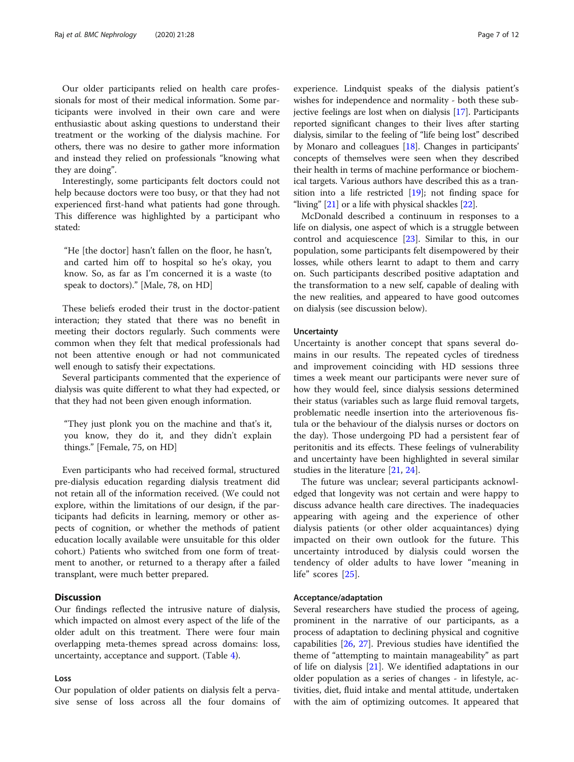Our older participants relied on health care professionals for most of their medical information. Some participants were involved in their own care and were enthusiastic about asking questions to understand their treatment or the working of the dialysis machine. For others, there was no desire to gather more information and instead they relied on professionals "knowing what they are doing".

Interestingly, some participants felt doctors could not help because doctors were too busy, or that they had not experienced first-hand what patients had gone through. This difference was highlighted by a participant who stated:

> "He [the doctor] hasn't fallen on the floor, he hasn't, and carted him off to hospital so he's okay, you know. So, as far as I'm concerned it is a waste (to speak to doctors)." [Male, 78, on HD]

These beliefs eroded their trust in the doctor-patient interaction; they stated that there was no benefit in meeting their doctors regularly. Such comments were common when they felt that medical professionals had not been attentive enough or had not communicated well enough to satisfy their expectations.

Several participants commented that the experience of dialysis was quite different to what they had expected, or that they had not been given enough information.

> "They just plonk you on the machine and that's it, you know, they do it, and they didn't explain things." [Female, 75, on HD]

Even participants who had received formal, structured pre-dialysis education regarding dialysis treatment did not retain all of the information received. (We could not explore, within the limitations of our design, if the participants had deficits in learning, memory or other aspects of cognition, or whether the methods of patient education locally available were unsuitable for this older cohort.) Patients who switched from one form of treatment to another, or returned to a therapy after a failed transplant, were much better prepared.

## Discussion

Our findings reflected the intrusive nature of dialysis, which impacted on almost every aspect of the life of the older adult on this treatment. There were four main overlapping meta-themes spread across domains: loss, uncertainty, acceptance and support. (Table 4).

### Loss

Our population of older patients on dialysis felt a pervasive sense of loss across all the four domains of experience. Lindquist speaks of the dialysis patient's wishes for independence and normality - both these subjective feelings are lost when on dialysis [17]. Participants reported significant changes to their lives after starting dialysis, similar to the feeling of "life being lost" described by Monaro and colleagues [18]. Changes in participants' concepts of themselves were seen when they described their health in terms of machine performance or biochemical targets. Various authors have described this as a transition into a life restricted [19]; not finding space for "living" [21] or a life with physical shackles [22].

McDonald described a continuum in responses to a life on dialysis, one aspect of which is a struggle between control and acquiescence [23]. Similar to this, in our population, some participants felt disempowered by their losses, while others learnt to adapt to them and carry on. Such participants described positive adaptation and the transformation to a new self, capable of dealing with the new realities, and appeared to have good outcomes on dialysis (see discussion below).

### Uncertainty

Uncertainty is another concept that spans several domains in our results. The repeated cycles of tiredness and improvement coinciding with HD sessions three times a week meant our participants were never sure of how they would feel, since dialysis sessions determined their status (variables such as large fluid removal targets, problematic needle insertion into the arteriovenous fistula or the behaviour of the dialysis nurses or doctors on the day). Those undergoing PD had a persistent fear of peritonitis and its effects. These feelings of vulnerability and uncertainty have been highlighted in several similar studies in the literature [21, 24].

The future was unclear; several participants acknowledged that longevity was not certain and were happy to discuss advance health care directives. The inadequacies appearing with ageing and the experience of other dialysis patients (or other older acquaintances) dying impacted on their own outlook for the future. This uncertainty introduced by dialysis could worsen the tendency of older adults to have lower "meaning in life" scores [25].

### Acceptance/adaptation

Several researchers have studied the process of ageing, prominent in the narrative of our participants, as a process of adaptation to declining physical and cognitive capabilities [26, 27]. Previous studies have identified the theme of "attempting to maintain manageability" as part of life on dialysis [21]. We identified adaptations in our older population as a series of changes - in lifestyle, activities, diet, fluid intake and mental attitude, undertaken with the aim of optimizing outcomes. It appeared that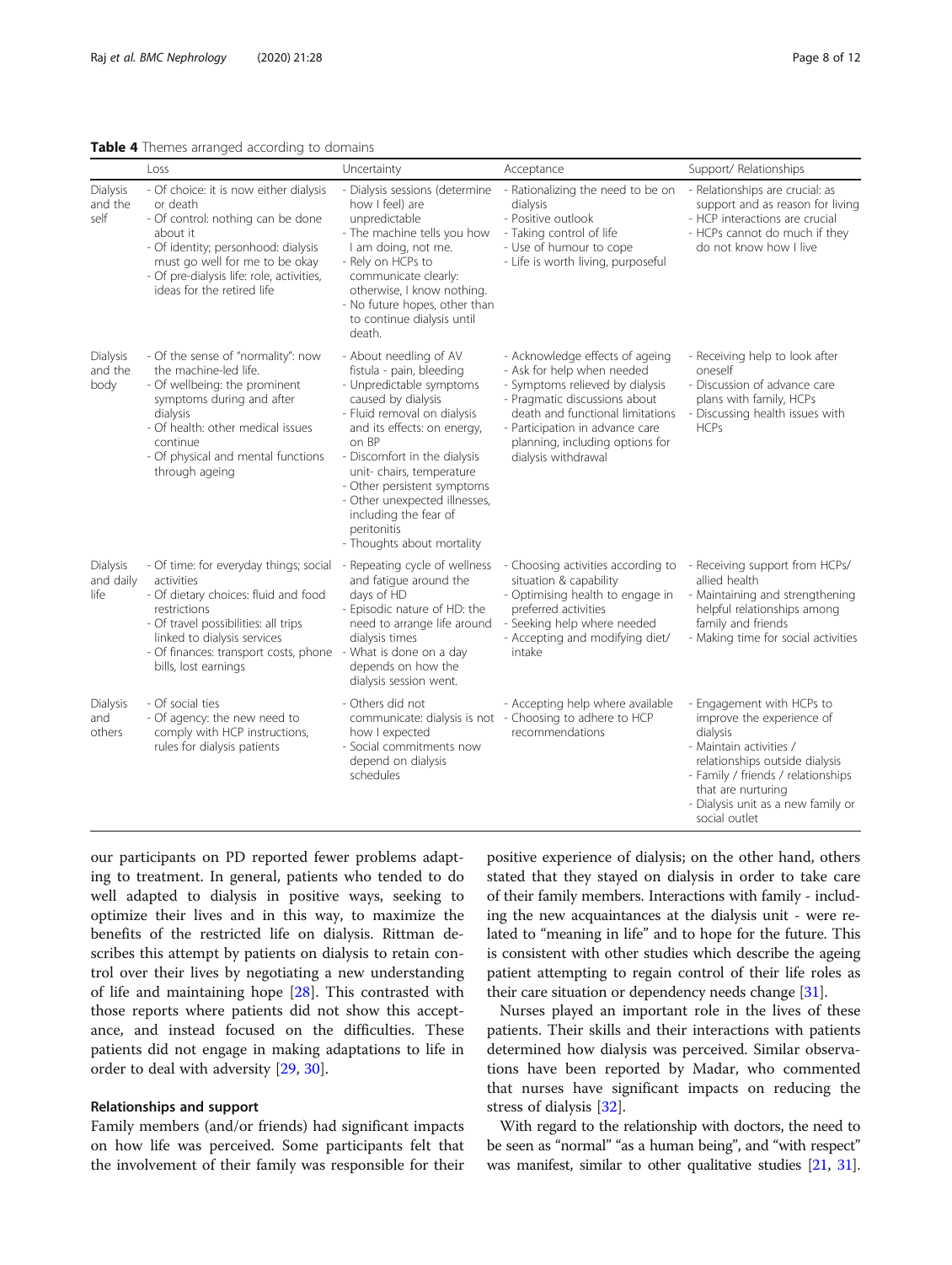**Table 4** Themes arranged according to domains

| | Loss | Uncertainty | Acceptance | Support/ Relationships |
|---|---|---|---|---|
| Dialysis and the self | - Of choice: it is now either dialysis or death<br>- Of control: nothing can be done about it<br>- Of identity; personhood: dialysis must go well for me to be okay<br>- Of pre-dialysis life: role, activities, ideas for the retired life | - Dialysis sessions (determine how I feel) are unpredictable<br>- The machine tells you how I am doing, not me.<br>- Rely on HCPs to communicate clearly: otherwise, I know nothing.<br>- No future hopes, other than to continue dialysis until death. | - Rationalizing the need to be on dialysis<br>- Positive outlook<br>- Taking control of life<br>- Use of humour to cope<br>- Life is worth living, purposeful | - Relationships are crucial: as support and as reason for living<br>- HCP interactions are crucial<br>- HCPs cannot do much if they do not know how I live |
| Dialysis and the body | - Of the sense of "normality": now the machine-led life.<br>- Of wellbeing: the prominent symptoms during and after dialysis<br>- Of health: other medical issues continue<br>- Of physical and mental functions through ageing | - About needling of AV fistula - pain, bleeding<br>- Unpredictable symptoms caused by dialysis<br>- Fluid removal on dialysis and its effects: on energy, on BP<br>- Discomfort in the dialysis unit- chairs, temperature<br>- Other persistent symptoms<br>- Other unexpected illnesses, including the fear of peritonitis<br>- Thoughts about mortality | - Acknowledge effects of ageing<br>- Ask for help when needed<br>- Symptoms relieved by dialysis<br>- Pragmatic discussions about death and functional limitations<br>- Participation in advance care planning, including options for dialysis withdrawal | - Receiving help to look after oneself<br>- Discussion of advance care plans with family, HCPs<br>- Discussing health issues with HCPs |
| Dialysis and daily life | - Of time: for everyday things; social activities<br>- Of dietary choices: fluid and food restrictions<br>- Of travel possibilities: all trips linked to dialysis services<br>- Of finances: transport costs, phone bills, lost earnings | - Repeating cycle of wellness and fatigue around the days of HD<br>- Episodic nature of HD: the need to arrange life around dialysis times<br>- What is done on a day depends on how the dialysis session went. | - Choosing activities according to situation & capability<br>- Optimising health to engage in preferred activities<br>- Seeking help where needed<br>- Accepting and modifying diet/ intake | - Receiving support from HCPs/ allied health<br>- Maintaining and strengthening helpful relationships among family and friends<br>- Making time for social activities |
| Dialysis and others | - Of social ties<br>- Of agency: the new need to comply with HCP instructions, rules for dialysis patients | - Others did not communicate: dialysis is not how I expected<br>- Social commitments now depend on dialysis schedules | - Accepting help where available<br>- Choosing to adhere to HCP recommendations | - Engagement with HCPs to improve the experience of dialysis<br>- Maintain activities / relationships outside dialysis<br>- Family / friends / relationships that are nurturing<br>- Dialysis unit as a new family or social outlet |

our participants on PD reported fewer problems adapting to treatment. In general, patients who tended to do well adapted to dialysis in positive ways, seeking to optimize their lives and in this way, to maximize the benefits of the restricted life on dialysis. Rittman describes this attempt by patients on dialysis to retain control over their lives by negotiating a new understanding of life and maintaining hope [28]. This contrasted with those reports where patients did not show this acceptance, and instead focused on the difficulties. These patients did not engage in making adaptations to life in order to deal with adversity [29, 30].

### Relationships and support

Family members (and/or friends) had significant impacts on how life was perceived. Some participants felt that the involvement of their family was responsible for their positive experience of dialysis; on the other hand, others stated that they stayed on dialysis in order to take care of their family members. Interactions with family - including the new acquaintances at the dialysis unit - were related to "meaning in life" and to hope for the future. This is consistent with other studies which describe the ageing patient attempting to regain control of their life roles as their care situation or dependency needs change [31].

Nurses played an important role in the lives of these patients. Their skills and their interactions with patients determined how dialysis was perceived. Similar observations have been reported by Madar, who commented that nurses have significant impacts on reducing the stress of dialysis [32].

With regard to the relationship with doctors, the need to be seen as "normal" "as a human being", and "with respect" was manifest, similar to other qualitative studies [21, 31].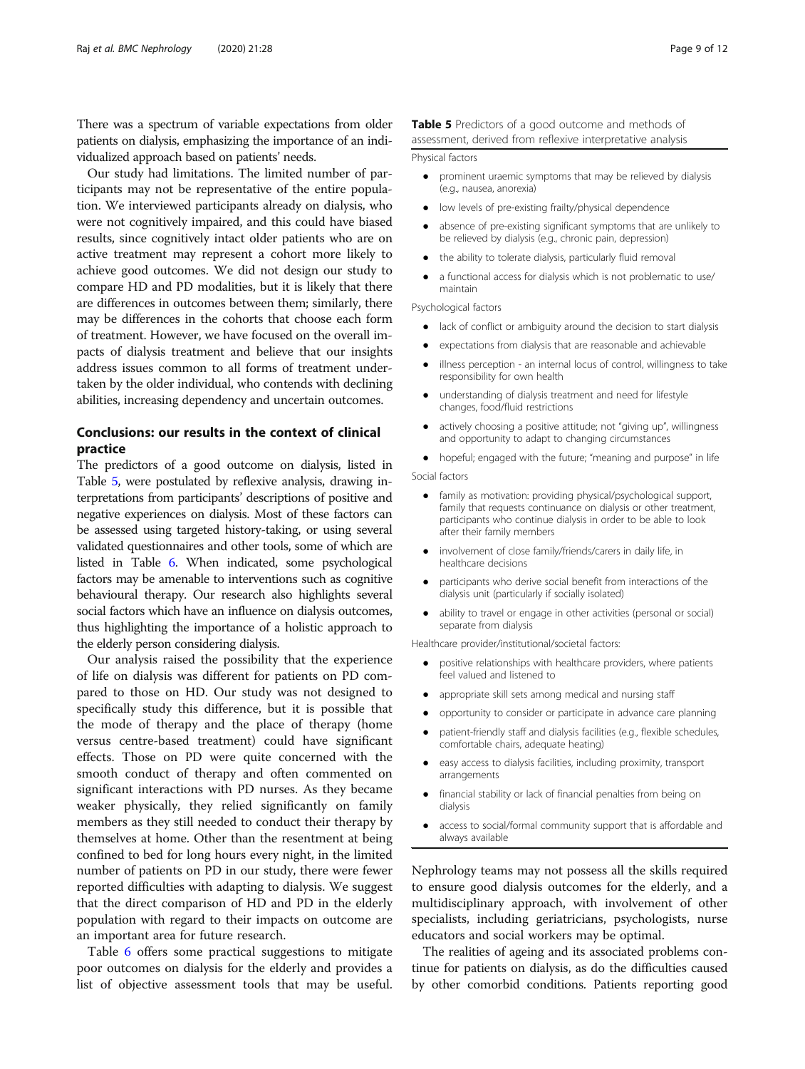There was a spectrum of variable expectations from older patients on dialysis, emphasizing the importance of an individualized approach based on patients' needs.

Our study had limitations. The limited number of participants may not be representative of the entire population. We interviewed participants already on dialysis, who were not cognitively impaired, and this could have biased results, since cognitively intact older patients who are on active treatment may represent a cohort more likely to achieve good outcomes. We did not design our study to compare HD and PD modalities, but it is likely that there are differences in outcomes between them; similarly, there may be differences in the cohorts that choose each form of treatment. However, we have focused on the overall impacts of dialysis treatment and believe that our insights address issues common to all forms of treatment undertaken by the older individual, who contends with declining abilities, increasing dependency and uncertain outcomes.

## Conclusions: our results in the context of clinical practice

The predictors of a good outcome on dialysis, listed in Table 5, were postulated by reflexive analysis, drawing interpretations from participants' descriptions of positive and negative experiences on dialysis. Most of these factors can be assessed using targeted history-taking, or using several validated questionnaires and other tools, some of which are listed in Table 6. When indicated, some psychological factors may be amenable to interventions such as cognitive behavioural therapy. Our research also highlights several social factors which have an influence on dialysis outcomes, thus highlighting the importance of a holistic approach to the elderly person considering dialysis.

Our analysis raised the possibility that the experience of life on dialysis was different for patients on PD compared to those on HD. Our study was not designed to specifically study this difference, but it is possible that the mode of therapy and the place of therapy (home versus centre-based treatment) could have significant effects. Those on PD were quite concerned with the smooth conduct of therapy and often commented on significant interactions with PD nurses. As they became weaker physically, they relied significantly on family members as they still needed to conduct their therapy by themselves at home. Other than the resentment at being confined to bed for long hours every night, in the limited number of patients on PD in our study, there were fewer reported difficulties with adapting to dialysis. We suggest that the direct comparison of HD and PD in the elderly population with regard to their impacts on outcome are an important area for future research.

Table 6 offers some practical suggestions to mitigate poor outcomes on dialysis for the elderly and provides a list of objective assessment tools that may be useful.

**Table 5** Predictors of a good outcome and methods of assessment, derived from reflexive interpretative analysis

Physical factors

- prominent uraemic symptoms that may be relieved by dialysis (e.g., nausea, anorexia)
- low levels of pre-existing frailty/physical dependence
- absence of pre-existing significant symptoms that are unlikely to be relieved by dialysis (e.g., chronic pain, depression)
- the ability to tolerate dialysis, particularly fluid removal
- a functional access for dialysis which is not problematic to use/maintain

Psychological factors

- lack of conflict or ambiguity around the decision to start dialysis
- expectations from dialysis that are reasonable and achievable
- illness perception - an internal locus of control, willingness to take responsibility for own health
- understanding of dialysis treatment and need for lifestyle changes, food/fluid restrictions
- actively choosing a positive attitude; not "giving up", willingness and opportunity to adapt to changing circumstances
- hopeful; engaged with the future; "meaning and purpose" in life

Social factors

- family as motivation: providing physical/psychological support, family that requests continuance on dialysis or other treatment, participants who continue dialysis in order to be able to look after their family members
- involvement of close family/friends/carers in daily life, in healthcare decisions
- participants who derive social benefit from interactions of the dialysis unit (particularly if socially isolated)
- ability to travel or engage in other activities (personal or social) separate from dialysis

Healthcare provider/institutional/societal factors:

- positive relationships with healthcare providers, where patients feel valued and listened to
- appropriate skill sets among medical and nursing staff
- opportunity to consider or participate in advance care planning
- patient-friendly staff and dialysis facilities (e.g., flexible schedules, comfortable chairs, adequate heating)
- easy access to dialysis facilities, including proximity, transport arrangements
- financial stability or lack of financial penalties from being on dialysis
- access to social/formal community support that is affordable and always available

Nephrology teams may not possess all the skills required to ensure good dialysis outcomes for the elderly, and a multidisciplinary approach, with involvement of other specialists, including geriatricians, psychologists, nurse educators and social workers may be optimal.

The realities of ageing and its associated problems continue for patients on dialysis, as do the difficulties caused by other comorbid conditions. Patients reporting good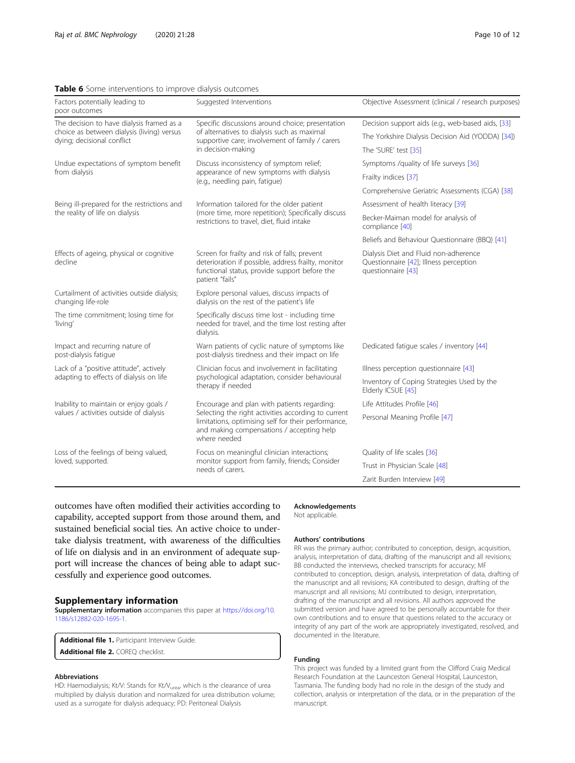**Table 6** Some interventions to improve dialysis outcomes

| Factors potentially leading to poor outcomes | Suggested Interventions | Objective Assessment (clinical / research purposes) |
| --- | --- | --- |
| The decision to have dialysis framed as a choice as between dialysis (living) versus dying; decisional conflict | Specific discussions around choice; presentation of alternatives to dialysis such as maximal supportive care; involvement of family / carers in decision-making | Decision support aids (e.g., web-based aids, [33] |
| | | The Yorkshire Dialysis Decision Aid (YODDA) [34]) |
| | | The 'SURE' test [35] |
| Undue expectations of symptom benefit from dialysis | Discuss inconsistency of symptom relief; appearance of new symptoms with dialysis (e.g., needling pain, fatigue) | Symptoms /quality of life surveys [36] |
| | | Frailty indices [37] |
| | | Comprehensive Geriatric Assessments (CGA) [38] |
| Being ill-prepared for the restrictions and the reality of life on dialysis | Information tailored for the older patient (more time, more repetition); Specifically discuss restrictions to travel, diet, fluid intake | Assessment of health literacy [39] |
| | | Becker-Maiman model for analysis of compliance [40] |
| | | Beliefs and Behaviour Questionnaire (BBQ) [41] |
| Effects of ageing, physical or cognitive decline | Screen for frailty and risk of falls; prevent deterioration if possible, address frailty, monitor functional status, provide support before the patient "fails" | Dialysis Diet and Fluid non-adherence Questionnaire [42]; Illness perception questionnaire [43] |
| Curtailment of activities outside dialysis; changing life-role | Explore personal values, discuss impacts of dialysis on the rest of the patient's life | |
| The time commitment; losing time for 'living' | Specifically discuss time lost - including time needed for travel, and the time lost resting after dialysis. | |
| Impact and recurring nature of post-dialysis fatigue | Warn patients of cyclic nature of symptoms like post-dialysis tiredness and their impact on life | Dedicated fatigue scales / inventory [44] |
| Lack of a "positive attitude", actively adapting to effects of dialysis on life | Clinician focus and involvement in facilitating psychological adaptation, consider behavioural therapy if needed | Illness perception questionnaire [43] |
| | | Inventory of Coping Strategies Used by the Elderly ICSUE [45] |
| Inability to maintain or enjoy goals / values / activities outside of dialysis | Encourage and plan with patients regarding: Selecting the right activities according to current limitations, optimising self for their performance, and making compensations / accepting help where needed | Life Attitudes Profile [46] |
| | | Personal Meaning Profile [47] |
| Loss of the feelings of being valued, loved, supported. | Focus on meaningful clinician interactions; monitor support from family, friends; Consider needs of carers. | Quality of life scales [36] |
| | | Trust in Physician Scale [48] |
| | | Zarit Burden Interview [49] |

outcomes have often modified their activities according to capability, accepted support from those around them, and sustained beneficial social ties. An active choice to undertake dialysis treatment, with awareness of the difficulties of life on dialysis and in an environment of adequate support will increase the chances of being able to adapt successfully and experience good outcomes.

## Supplementary information

**Supplementary information** accompanies this paper at https://doi.org/10.1186/s12882-020-1695-1.

**Additional file 1.** Participant Interview Guide.
**Additional file 2.** COREQ checklist.

#### Abbreviations

HD: Haemodialysis; Kt/V: Stands for $Kt/V_{urea}$, which is the clearance of urea multiplied by dialysis duration and normalized for urea distribution volume; used as a surrogate for dialysis adequacy; PD: Peritoneal Dialysis

#### Acknowledgements

Not applicable.

#### Authors' contributions

RR was the primary author; contributed to conception, design, acquisition, analysis, interpretation of data, drafting of the manuscript and all revisions; BB conducted the interviews, checked transcripts for accuracy; MF contributed to conception, design, analysis, interpretation of data, drafting of the manuscript and all revisions; KA contributed to design, drafting of the manuscript and all revisions; MJ contributed to design, interpretation, drafting of the manuscript and all revisions. All authors approved the submitted version and have agreed to be personally accountable for their own contributions and to ensure that questions related to the accuracy or integrity of any part of the work are appropriately investigated, resolved, and documented in the literature.

#### Funding

This project was funded by a limited grant from the Clifford Craig Medical Research Foundation at the Launceston General Hospital, Launceston, Tasmania. The funding body had no role in the design of the study and collection, analysis or interpretation of the data, or in the preparation of the manuscript.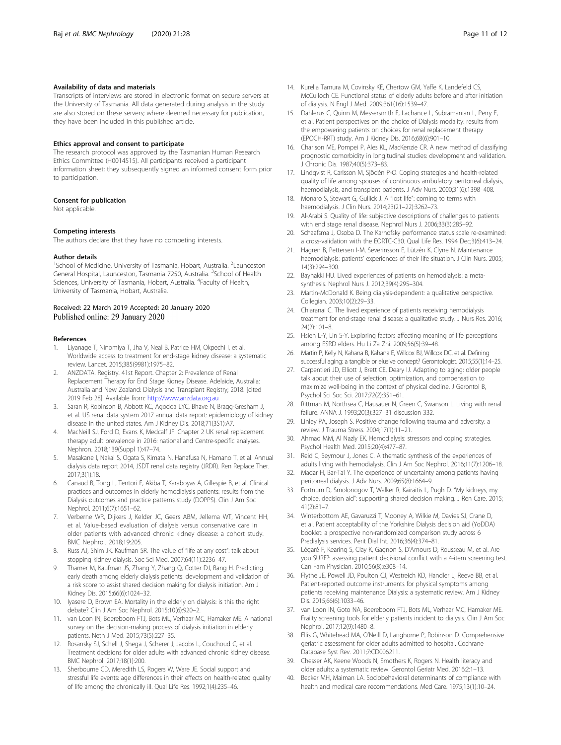### Availability of data and materials

Transcripts of interviews are stored in electronic format on secure servers at the University of Tasmania. All data generated during analysis in the study are also stored on these servers; where deemed necessary for publication, they have been included in this published article.

### Ethics approval and consent to participate

The research protocol was approved by the Tasmanian Human Research Ethics Committee (H0014515). All participants received a participant information sheet; they subsequently signed an informed consent form prior to participation.

### Consent for publication

Not applicable.

### Competing interests

The authors declare that they have no competing interests.

### Author details

[1]School of Medicine, University of Tasmania, Hobart, Australia. [2]Launceston General Hospital, Launceston, Tasmania 7250, Australia. [3]School of Health Sciences, University of Tasmania, Hobart, Australia. [4]Faculty of Health, University of Tasmania, Hobart, Australia.

Received: 22 March 2019 Accepted: 20 January 2020
Published online: 29 January 2020

### References

1. Liyanage T, Ninomiya T, Jha V, Neal B, Patrice HM, Okpechi I, et al. Worldwide access to treatment for end-stage kidney disease: a systematic review. Lancet. 2015;385(9981):1975–82.
2. ANZDATA. Registry. 41st Report. Chapter 2: Prevalence of Renal Replacement Therapy for End Stage Kidney Disease. Adelaide, Australia: Australia and New Zealand: Dialysis and Transplant Registry; 2018. [cited 2019 Feb 28]. Available from: http://www.anzdata.org.au
3. Saran R, Robinson B, Abbott KC, Agodoa LYC, Bhave N, Bragg-Gresham J, et al. US renal data system 2017 annual data report: epidemiology of kidney disease in the united states. Am J Kidney Dis. 2018;71(3S1):A7.
4. MacNeill SJ, Ford D, Evans K, Medcalf JF. Chapter 2 UK renal replacement therapy adult prevalence in 2016: national and Centre-specific analyses. Nephron. 2018;139(Suppl 1):47–74.
5. Masakane I, Nakai S, Ogata S, Kimata N, Hanafusa N, Hamano T, et al. Annual dialysis data report 2014, JSDT renal data registry (JRDR). Ren Replace Ther. 2017;3(1):18.
6. Canaud B, Tong L, Tentori F, Akiba T, Karaboyas A, Gillespie B, et al. Clinical practices and outcomes in elderly hemodialysis patients: results from the Dialysis outcomes and practice patterns study (DOPPS). Clin J Am Soc Nephrol. 2011;6(7):1651–62.
7. Verberne WR, Dijkers J, Kelder JC, Geers ABM, Jellema WT, Vincent HH, et al. Value-based evaluation of dialysis versus conservative care in older patients with advanced chronic kidney disease: a cohort study. BMC Nephrol. 2018;19:205.
8. Russ AJ, Shim JK, Kaufman SR. The value of "life at any cost": talk about stopping kidney dialysis. Soc Sci Med. 2007;64(11):2236–47.
9. Thamer M, Kaufman JS, Zhang Y, Zhang Q, Cotter DJ, Bang H. Predicting early death among elderly dialysis patients: development and validation of a risk score to assist shared decision making for dialysis initiation. Am J Kidney Dis. 2015;66(6):1024–32.
10. Iyasere O, Brown EA. Mortality in the elderly on dialysis: is this the right debate? Clin J Am Soc Nephrol. 2015;10(6):920–2.
11. van Loon IN, Boereboom FTJ, Bots ML, Verhaar MC, Hamaker ME. A national survey on the decision-making process of dialysis initiation in elderly patients. Neth J Med. 2015;73(5):227–35.
12. Rosansky SJ, Schell J, Shega J, Scherer J, Jacobs L, Couchoud C, et al. Treatment decisions for older adults with advanced chronic kidney disease. BMC Nephrol. 2017;18(1):200.
13. Sherbourne CD, Meredith LS, Rogers W, Ware JE. Social support and stressful life events: age differences in their effects on health-related quality of life among the chronically ill. Qual Life Res. 1992;1(4):235–46.
14. Kurella Tamura M, Covinsky KE, Chertow GM, Yaffe K, Landefeld CS, McCulloch CE. Functional status of elderly adults before and after initiation of dialysis. N Engl J Med. 2009;361(16):1539–47.
15. Dahlerus C, Quinn M, Messersmith E, Lachance L, Subramanian L, Perry E, et al. Patient perspectives on the choice of Dialysis modality: results from the empowering patients on choices for renal replacement therapy (EPOCH-RRT) study. Am J Kidney Dis. 2016;68(6):901–10.
16. Charlson ME, Pompei P, Ales KL, MacKenzie CR. A new method of classifying prognostic comorbidity in longitudinal studies: development and validation. J Chronic Dis. 1987;40(5):373–83.
17. Lindqvist R, Carlsson M, Sjödén P-O. Coping strategies and health-related quality of life among spouses of continuous ambulatory peritoneal dialysis, haemodialysis, and transplant patients. J Adv Nurs. 2000;31(6):1398–408.
18. Monaro S, Stewart G, Gullick J. A "lost life": coming to terms with haemodialysis. J Clin Nurs. 2014;23(21–22):3262–73.
19. Al-Arabi S. Quality of life: subjective descriptions of challenges to patients with end stage renal disease. Nephrol Nurs J. 2006;33(3):285–92.
20. Schaafsma J, Osoba D. The Karnofsky performance status scale re-examined: a cross-validation with the EORTC-C30. Qual Life Res. 1994 Dec;3(6):413–24.
21. Hagren B, Pettersen I-M, Severinsson E, Lützén K, Clyne N. Maintenance haemodialysis: patients' experiences of their life situation. J Clin Nurs. 2005; 14(3):294–300.
22. Bayhakki HU. Lived experiences of patients on hemodialysis: a meta-synthesis. Nephrol Nurs J. 2012;39(4):295–304.
23. Martin-McDonald K. Being dialysis-dependent: a qualitative perspective. Collegian. 2003;10(2):29–33.
24. Chiaranai C. The lived experience of patients receiving hemodialysis treatment for end-stage renal disease: a qualitative study. J Nurs Res. 2016; 24(2):101–8.
25. Hsieh L-Y, Lin S-Y. Exploring factors affecting meaning of life perceptions among ESRD elders. Hu Li Za Zhi. 2009;56(5):39–48.
26. Martin P, Kelly N, Kahana B, Kahana E, Willcox BJ, Willcox DC, et al. Defining successful aging: a tangible or elusive concept? Gerontologist. 2015;55(1):14–25.
27. Carpentieri JD, Elliott J, Brett CE, Deary IJ. Adapting to aging: older people talk about their use of selection, optimization, and compensation to maximize well-being in the context of physical decline. J Gerontol B, Psychol Sci Soc Sci. 2017;72(2):351–61.
28. Rittman M, Northsea C, Hausauer N, Green C, Swanson L. Living with renal failure. ANNA J. 1993;20(3):327–31 discussion 332.
29. Linley PA, Joseph S. Positive change following trauma and adversity: a review. J Trauma Stress. 2004;17(1):11–21.
30. Ahmad MM, Al Nazly EK. Hemodialysis: stressors and coping strategies. Psychol Health Med. 2015;20(4):477–87.
31. Reid C, Seymour J, Jones C. A thematic synthesis of the experiences of adults living with hemodialysis. Clin J Am Soc Nephrol. 2016;11(7):1206–18.
32. Madar H, Bar-Tal Y. The experience of uncertainty among patients having peritoneal dialysis. J Adv Nurs. 2009;65(8):1664–9.
33. Fortnum D, Smolonogov T, Walker R, Kairaitis L, Pugh D. "My kidneys, my choice, decision aid": supporting shared decision making. J Ren Care. 2015; 41(2):81–7.
34. Winterbottom AE, Gavaruzzi T, Mooney A, Wilkie M, Davies SJ, Crane D, et al. Patient acceptability of the Yorkshire Dialysis decision aid (YoDDA) booklet: a prospective non-randomized comparison study across 6 Predialysis services. Perit Dial Int. 2016;36(4):374–81.
35. Légaré F, Kearing S, Clay K, Gagnon S, D'Amours D, Rousseau M, et al. Are you SURE?: assessing patient decisional conflict with a 4-item screening test. Can Fam Physician. 2010;56(8):e308–14.
36. Flythe JE, Powell JD, Poulton CJ, Westreich KD, Handler L, Reeve BB, et al. Patient-reported outcome instruments for physical symptoms among patients receiving maintenance Dialysis: a systematic review. Am J Kidney Dis. 2015;66(6):1033–46.
37. van Loon IN, Goto NA, Boereboom FTJ, Bots ML, Verhaar MC, Hamaker ME. Frailty screening tools for elderly patients incident to dialysis. Clin J Am Soc Nephrol. 2017;12(9):1480–8.
38. Ellis G, Whitehead MA, O'Neill D, Langhorne P, Robinson D. Comprehensive geriatric assessment for older adults admitted to hospital. Cochrane Database Syst Rev. 2011;7:CD006211.
39. Chesser AK, Keene Woods N, Smothers K, Rogers N. Health literacy and older adults: a systematic review. Gerontol Geriatr Med. 2016;2:1–13.
40. Becker MH, Maiman LA. Sociobehavioral determinants of compliance with health and medical care recommendations. Med Care. 1975;13(1):10–24.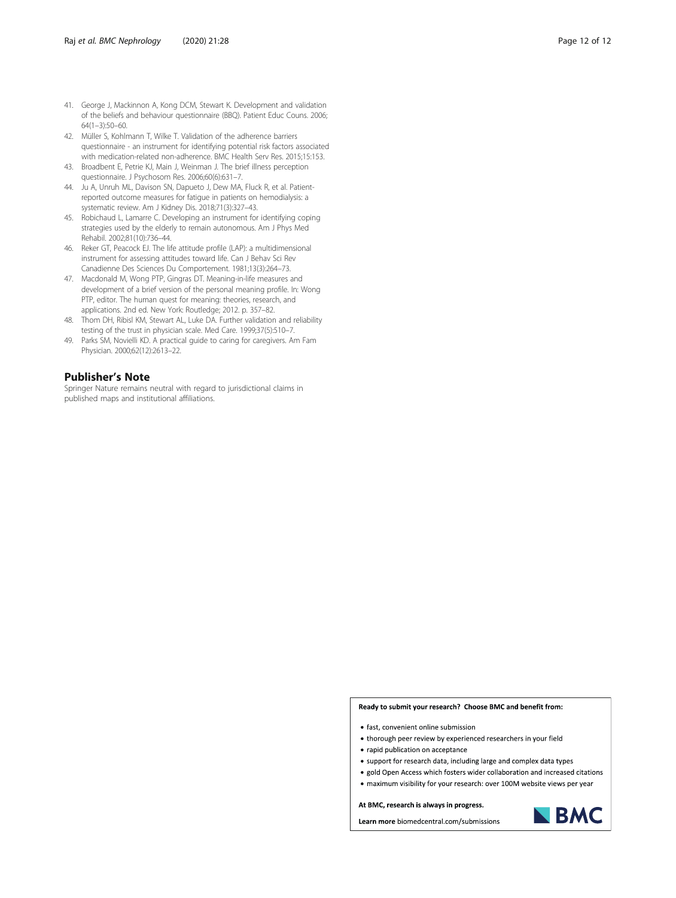41. George J, Mackinnon A, Kong DCM, Stewart K. Development and validation of the beliefs and behaviour questionnaire (BBQ). Patient Educ Couns. 2006; 64(1–3):50–60.
42. Müller S, Kohlmann T, Wilke T. Validation of the adherence barriers questionnaire - an instrument for identifying potential risk factors associated with medication-related non-adherence. BMC Health Serv Res. 2015;15:153.
43. Broadbent E, Petrie KJ, Main J, Weinman J. The brief illness perception questionnaire. J Psychosom Res. 2006;60(6):631–7.
44. Ju A, Unruh ML, Davison SN, Dapueto J, Dew MA, Fluck R, et al. Patient-reported outcome measures for fatigue in patients on hemodialysis: a systematic review. Am J Kidney Dis. 2018;71(3):327–43.
45. Robichaud L, Lamarre C. Developing an instrument for identifying coping strategies used by the elderly to remain autonomous. Am J Phys Med Rehabil. 2002;81(10):736–44.
46. Reker GT, Peacock EJ. The life attitude profile (LAP): a multidimensional instrument for assessing attitudes toward life. Can J Behav Sci Rev Canadienne Des Sciences Du Comportement. 1981;13(3):264–73.
47. Macdonald M, Wong PTP, Gingras DT. Meaning-in-life measures and development of a brief version of the personal meaning profile. In: Wong PTP, editor. The human quest for meaning: theories, research, and applications. 2nd ed. New York: Routledge; 2012. p. 357–82.
48. Thom DH, Ribisl KM, Stewart AL, Luke DA. Further validation and reliability testing of the trust in physician scale. Med Care. 1999;37(5):510–7.
49. Parks SM, Novielli KD. A practical guide to caring for caregivers. Am Fam Physician. 2000;62(12):2613–22.

## Publisher's Note

Springer Nature remains neutral with regard to jurisdictional claims in published maps and institutional affiliations.

**Ready to submit your research? Choose BMC and benefit from:**

- fast, convenient online submission
- thorough peer review by experienced researchers in your field
- rapid publication on acceptance
- support for research data, including large and complex data types
- gold Open Access which fosters wider collaboration and increased citations
- maximum visibility for your research: over 100M website views per year

**At BMC, research is always in progress.**

**Learn more** biomedcentral.com/submissions

BMC